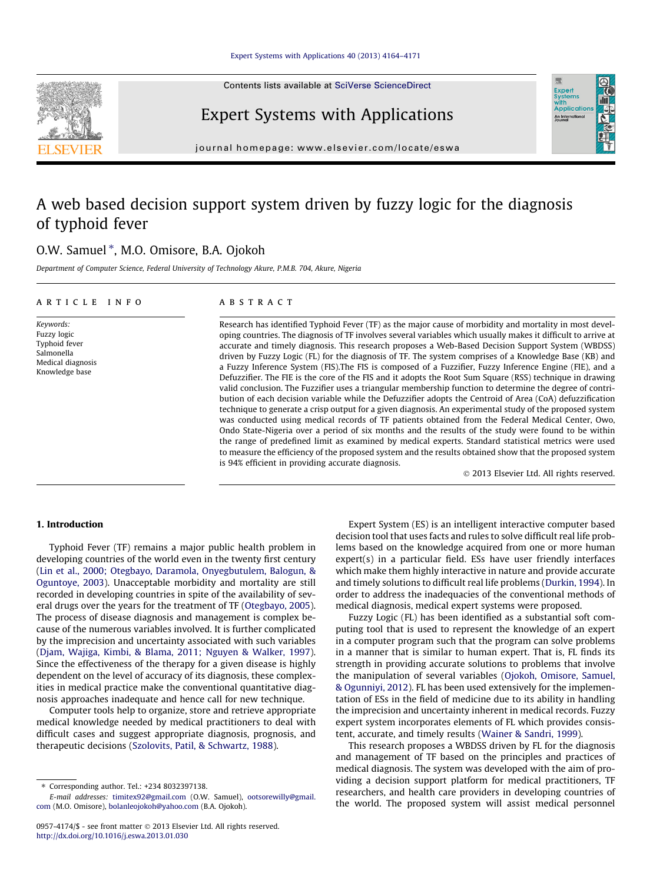Contents lists available at SciVerse ScienceDirect

# Expert Systems with Applications

journal homepage: www.elsevier.com/locate/eswa

# A web based decision support system driven by fuzzy logic for the diagnosis of typhoid fever

O.W. Samuel *, M.O. Omisore, B.A. Ojokoh

*Department of Computer Science, Federal University of Technology Akure, P.M.B. 704, Akure, Nigeria*

## ARTICLE INFO

*Keywords:*
Fuzzy logic
Typhoid fever
Salmonella
Medical diagnosis
Knowledge base

## ABSTRACT

Research has identified Typhoid Fever (TF) as the major cause of morbidity and mortality in most developing countries. The diagnosis of TF involves several variables which usually makes it difficult to arrive at accurate and timely diagnosis. This research proposes a Web-Based Decision Support System (WBDSS) driven by Fuzzy Logic (FL) for the diagnosis of TF. The system comprises of a Knowledge Base (KB) and a Fuzzy Inference System (FIS).The FIS is composed of a Fuzzifier, Fuzzy Inference Engine (FIE), and a Defuzzifier. The FIE is the core of the FIS and it adopts the Root Sum Square (RSS) technique in drawing valid conclusion. The Fuzzifier uses a triangular membership function to determine the degree of contribution of each decision variable while the Defuzzifier adopts the Centroid of Area (CoA) defuzzification technique to generate a crisp output for a given diagnosis. An experimental study of the proposed system was conducted using medical records of TF patients obtained from the Federal Medical Center, Owo, Ondo State-Nigeria over a period of six months and the results of the study were found to be within the range of predefined limit as examined by medical experts. Standard statistical metrics were used to measure the efficiency of the proposed system and the results obtained show that the proposed system is 94% efficient in providing accurate diagnosis.

© 2013 Elsevier Ltd. All rights reserved.

## 1. Introduction

Typhoid Fever (TF) remains a major public health problem in developing countries of the world even in the twenty first century (Lin et al., 2000; Otegbayo, Daramola, Onyegbutulem, Balogun, & Oguntoye, 2003). Unacceptable morbidity and mortality are still recorded in developing countries in spite of the availability of several drugs over the years for the treatment of TF (Otegbayo, 2005). The process of disease diagnosis and management is complex because of the numerous variables involved. It is further complicated by the imprecision and uncertainty associated with such variables (Djam, Wajiga, Kimbi, & Blama, 2011; Nguyen & Walker, 1997). Since the effectiveness of the therapy for a given disease is highly dependent on the level of accuracy of its diagnosis, these complexities in medical practice make the conventional quantitative diagnosis approaches inadequate and hence call for new technique.

Computer tools help to organize, store and retrieve appropriate medical knowledge needed by medical practitioners to deal with difficult cases and suggest appropriate diagnosis, prognosis, and therapeutic decisions (Szolovits, Patil, & Schwartz, 1988).

Expert System (ES) is an intelligent interactive computer based decision tool that uses facts and rules to solve difficult real life problems based on the knowledge acquired from one or more human expert(s) in a particular field. ESs have user friendly interfaces which make them highly interactive in nature and provide accurate and timely solutions to difficult real life problems (Durkin, 1994). In order to address the inadequacies of the conventional methods of medical diagnosis, medical expert systems were proposed.

Fuzzy Logic (FL) has been identified as a substantial soft computing tool that is used to represent the knowledge of an expert in a computer program such that the program can solve problems in a manner that is similar to human expert. That is, FL finds its strength in providing accurate solutions to problems that involve the manipulation of several variables (Ojokoh, Omisore, Samuel, & Ogunniyi, 2012). FL has been used extensively for the implementation of ESs in the field of medicine due to its ability in handling the imprecision and uncertainty inherent in medical records. Fuzzy expert system incorporates elements of FL which provides consistent, accurate, and timely results (Wainer & Sandri, 1999).

This research proposes a WBDSS driven by FL for the diagnosis and management of TF based on the principles and practices of medical diagnosis. The system was developed with the aim of providing a decision support platform for medical practitioners, TF researchers, and health care providers in developing countries of the world. The proposed system will assist medical personnel

* Corresponding author. Tel.: +234 8032397138.
*E-mail addresses:* timitex92@gmail.com (O.W. Samuel), ootsorewilly@gmail.com (M.O. Omisore), bolanleojokoh@yahoo.com (B.A. Ojokoh).

0957-4174/$ - see front matter © 2013 Elsevier Ltd. All rights reserved.
http://dx.doi.org/10.1016/j.eswa.2013.01.030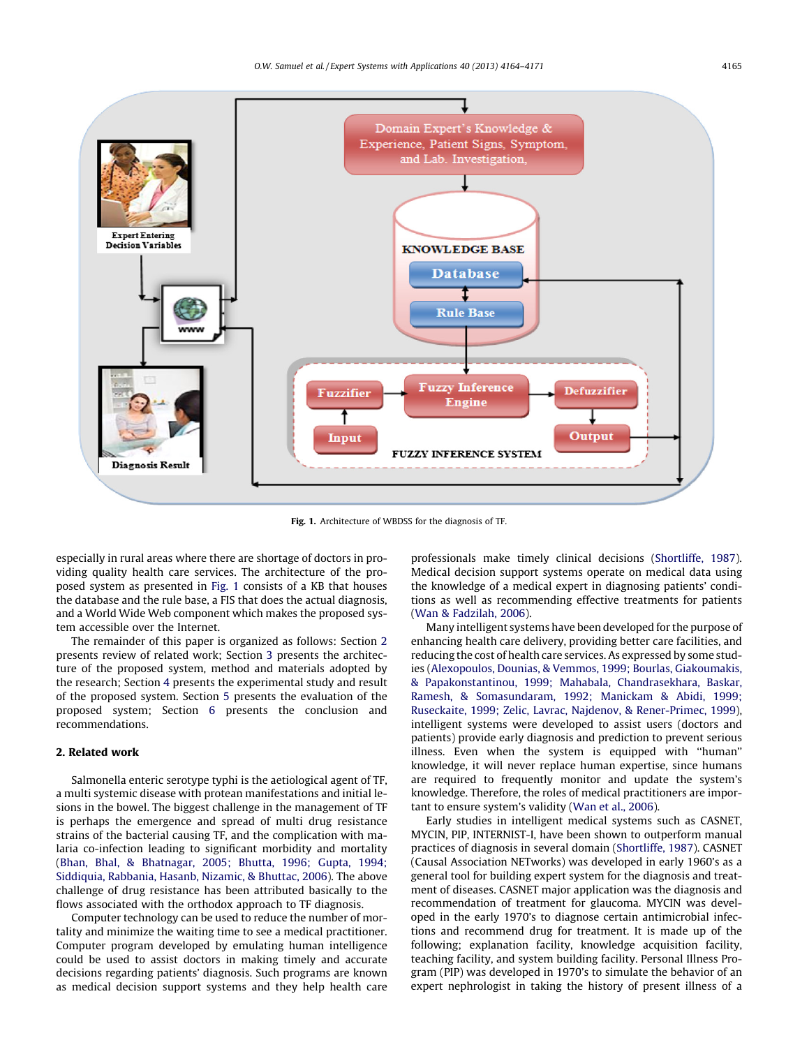Fig. 1. Architecture of WBDSS for the diagnosis of TF.

especially in rural areas where there are shortage of doctors in providing quality health care services. The architecture of the proposed system as presented in Fig. 1 consists of a KB that houses the database and the rule base, a FIS that does the actual diagnosis, and a World Wide Web component which makes the proposed system accessible over the Internet.

The remainder of this paper is organized as follows: Section 2 presents review of related work; Section 3 presents the architecture of the proposed system, method and materials adopted by the research; Section 4 presents the experimental study and result of the proposed system. Section 5 presents the evaluation of the proposed system; Section 6 presents the conclusion and recommendations.

## 2. Related work

Salmonella enteric serotype typhi is the aetiological agent of TF, a multi systemic disease with protean manifestations and initial lesions in the bowel. The biggest challenge in the management of TF is perhaps the emergence and spread of multi drug resistance strains of the bacterial causing TF, and the complication with malaria co-infection leading to significant morbidity and mortality (Bhan, Bhal, & Bhatnagar, 2005; Bhutta, 1996; Gupta, 1994; Siddiquia, Rabbania, Hasanb, Nizamic, & Bhuttac, 2006). The above challenge of drug resistance has been attributed basically to the flows associated with the orthodox approach to TF diagnosis.

Computer technology can be used to reduce the number of mortality and minimize the waiting time to see a medical practitioner. Computer program developed by emulating human intelligence could be used to assist doctors in making timely and accurate decisions regarding patients' diagnosis. Such programs are known as medical decision support systems and they help health care professionals make timely clinical decisions (Shortliffe, 1987). Medical decision support systems operate on medical data using the knowledge of a medical expert in diagnosing patients' conditions as well as recommending effective treatments for patients (Wan & Fadzilah, 2006).

Many intelligent systems have been developed for the purpose of enhancing health care delivery, providing better care facilities, and reducing the cost of health care services. As expressed by some studies (Alexopoulos, Dounias, & Vemmos, 1999; Bourlas, Giakoumakis, & Papakonstantinou, 1999; Mahabala, Chandrasekhara, Baskar, Ramesh, & Somasundaram, 1992; Manickam & Abidi, 1999; Ruseckaite, 1999; Zelic, Lavrac, Najdenov, & Rener-Primec, 1999), intelligent systems were developed to assist users (doctors and patients) provide early diagnosis and prediction to prevent serious illness. Even when the system is equipped with "human" knowledge, it will never replace human expertise, since humans are required to frequently monitor and update the system's knowledge. Therefore, the roles of medical practitioners are important to ensure system's validity (Wan et al., 2006).

Early studies in intelligent medical systems such as CASNET, MYCIN, PIP, INTERNIST-I, have been shown to outperform manual practices of diagnosis in several domain (Shortliffe, 1987). CASNET (Causal Association NETworks) was developed in early 1960's as a general tool for building expert system for the diagnosis and treatment of diseases. CASNET major application was the diagnosis and recommendation of treatment for glaucoma. MYCIN was developed in the early 1970's to diagnose certain antimicrobial infections and recommend drug for treatment. It is made up of the following; explanation facility, knowledge acquisition facility, teaching facility, and system building facility. Personal Illness Program (PIP) was developed in 1970's to simulate the behavior of an expert nephrologist in taking the history of present illness of a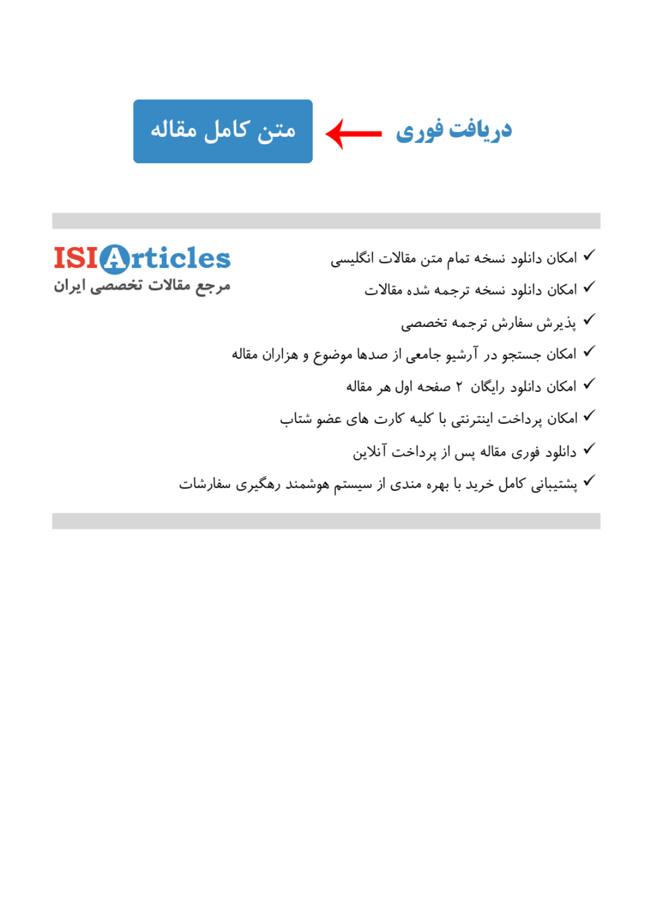دریافت فوری ← متن کامل مقاله

**ISIArticles**
مرجع مقالات تخصصی ایران

- ✓ امکان دانلود نسخه تمام متن مقالات انگلیسی
- ✓ امکان دانلود نسخه ترجمه شده مقالات
- ✓ پذیرش سفارش ترجمه تخصصی
- ✓ امکان جستجو در آرشیو جامعی از صدها موضوع و هزاران مقاله
- ✓ امکان دانلود رایگان ۲ صفحه اول هر مقاله
- ✓ امکان پرداخت اینترنتی با کلیه کارت های عضو شتاب
- ✓ دانلود فوری مقاله پس از پرداخت آنلاین
- ✓ پشتیبانی کامل خرید با بهره مندی از سیستم هوشمند رهگیری سفارشات